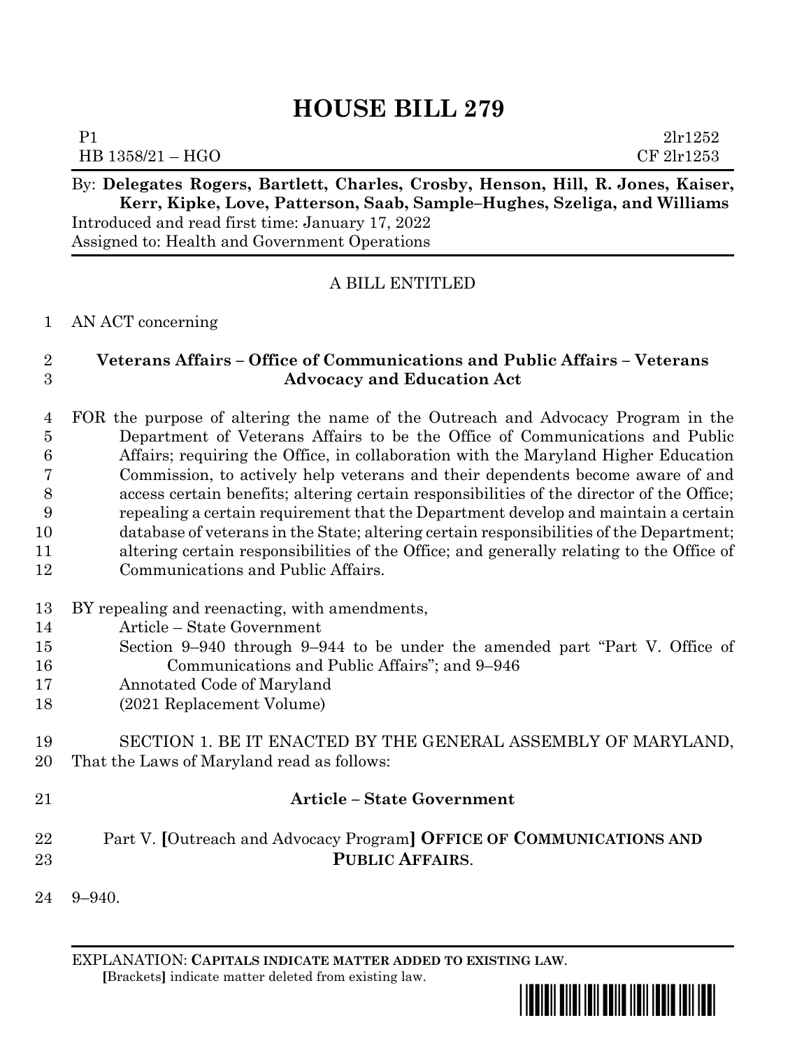# HOUSE BILL 279

P1 2lr1252
HB 1358/21 – HGO CF 2lr1253

By: **Delegates Rogers, Bartlett, Charles, Crosby, Henson, Hill, R. Jones, Kaiser, Kerr, Kipke, Love, Patterson, Saab, Sample–Hughes, Szeliga, and Williams**
Introduced and read first time: January 17, 2022
Assigned to: Health and Government Operations

A BILL ENTITLED

1 AN ACT concerning

2 **Veterans Affairs – Office of Communications and Public Affairs – Veterans**
3 **Advocacy and Education Act**

4 FOR the purpose of altering the name of the Outreach and Advocacy Program in the
5 Department of Veterans Affairs to be the Office of Communications and Public
6 Affairs; requiring the Office, in collaboration with the Maryland Higher Education
7 Commission, to actively help veterans and their dependents become aware of and
8 access certain benefits; altering certain responsibilities of the director of the Office;
9 repealing a certain requirement that the Department develop and maintain a certain
10 database of veterans in the State; altering certain responsibilities of the Department;
11 altering certain responsibilities of the Office; and generally relating to the Office of
12 Communications and Public Affairs.

13 BY repealing and reenacting, with amendments,
14 Article – State Government
15 Section 9–940 through 9–944 to be under the amended part "Part V. Office of
16 Communications and Public Affairs"; and 9–946
17 Annotated Code of Maryland
18 (2021 Replacement Volume)

19 SECTION 1. BE IT ENACTED BY THE GENERAL ASSEMBLY OF MARYLAND,
20 That the Laws of Maryland read as follows:

21 **Article – State Government**

22 Part V. **[**Outreach and Advocacy Program**]** **OFFICE OF COMMUNICATIONS AND**
23 **PUBLIC AFFAIRS**.

24 9–940.

EXPLANATION: **CAPITALS INDICATE MATTER ADDED TO EXISTING LAW**.
**[**Brackets**]** indicate matter deleted from existing law.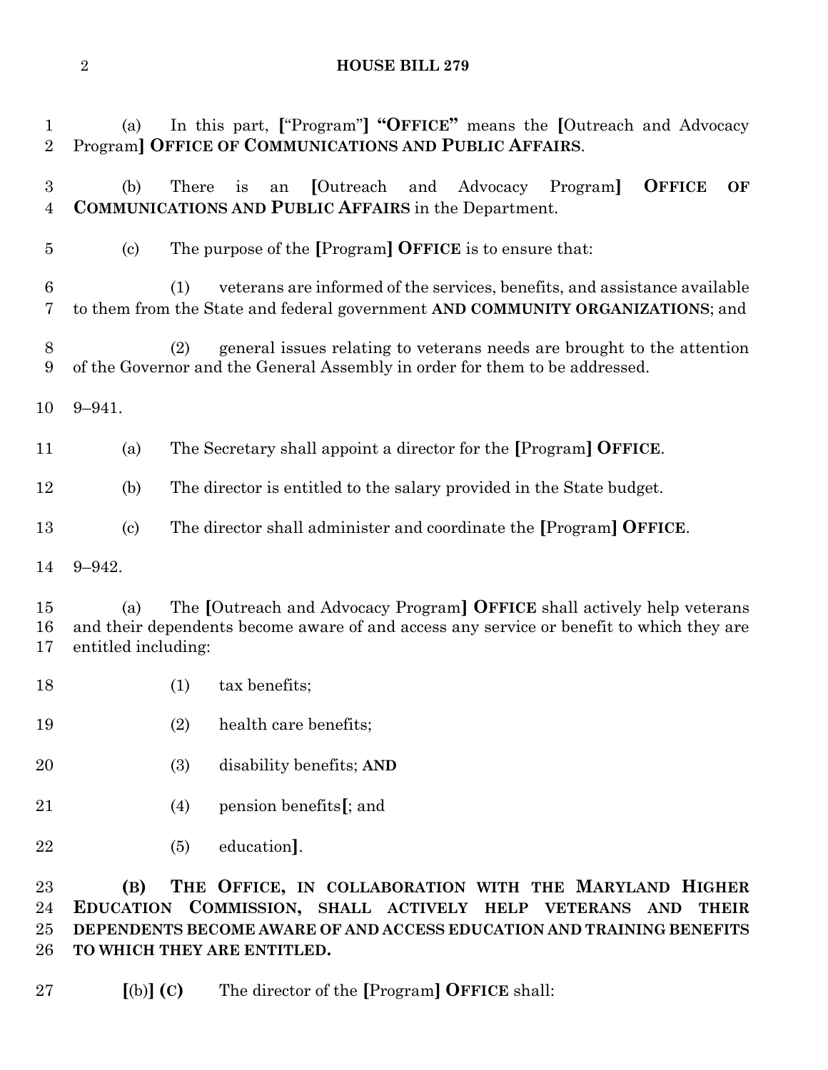(a) In this part, [“Program”] **“OFFICE”** means the [Outreach and Advocacy Program] **OFFICE OF COMMUNICATIONS AND PUBLIC AFFAIRS**.

(b) There is an [Outreach and Advocacy Program] **OFFICE OF COMMUNICATIONS AND PUBLIC AFFAIRS** in the Department.

(c) The purpose of the [Program] **OFFICE** is to ensure that:

(1) veterans are informed of the services, benefits, and assistance available to them from the State and federal government **AND COMMUNITY ORGANIZATIONS**; and

(2) general issues relating to veterans needs are brought to the attention of the Governor and the General Assembly in order for them to be addressed.

9–941.

(a) The Secretary shall appoint a director for the [Program] **OFFICE**.

(b) The director is entitled to the salary provided in the State budget.

(c) The director shall administer and coordinate the [Program] **OFFICE**.

9–942.

(a) The [Outreach and Advocacy Program] **OFFICE** shall actively help veterans and their dependents become aware of and access any service or benefit to which they are entitled including:

(1) tax benefits;

(2) health care benefits;

(3) disability benefits; **AND**

(4) pension benefits[; and

(5) education].

**(B) THE OFFICE, IN COLLABORATION WITH THE MARYLAND HIGHER EDUCATION COMMISSION, SHALL ACTIVELY HELP VETERANS AND THEIR DEPENDENTS BECOME AWARE OF AND ACCESS EDUCATION AND TRAINING BENEFITS TO WHICH THEY ARE ENTITLED.**

[(b)] **(C)** The director of the [Program] **OFFICE** shall: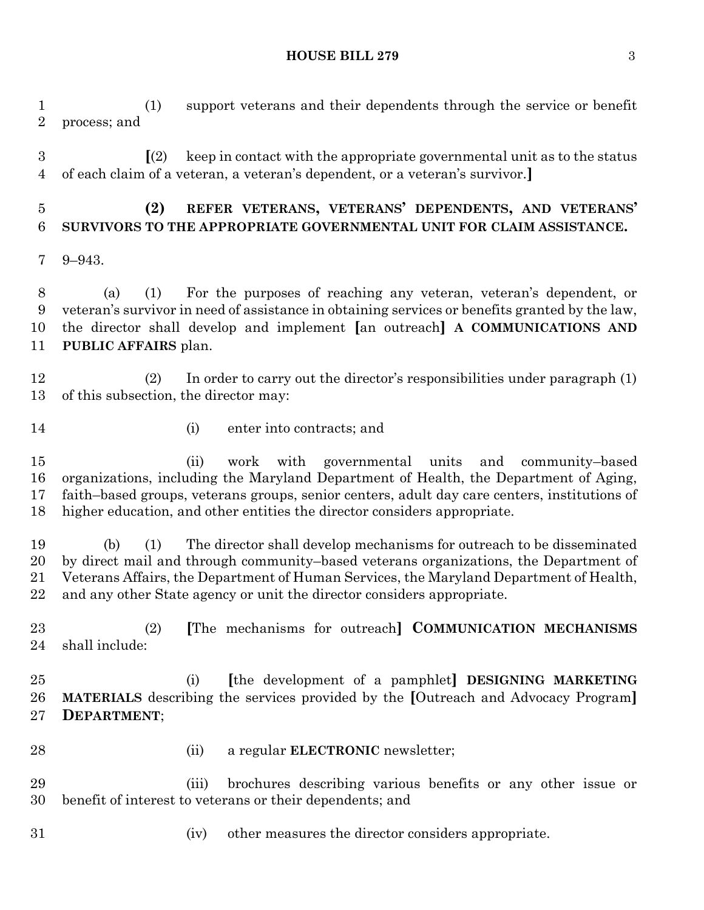(1) support veterans and their dependents through the service or benefit process; and

[(2) keep in contact with the appropriate governmental unit as to the status of each claim of a veteran, a veteran's dependent, or a veteran's survivor.]

**(2) REFER VETERANS, VETERANS' DEPENDENTS, AND VETERANS' SURVIVORS TO THE APPROPRIATE GOVERNMENTAL UNIT FOR CLAIM ASSISTANCE.**

9–943.

(a) (1) For the purposes of reaching any veteran, veteran's dependent, or veteran's survivor in need of assistance in obtaining services or benefits granted by the law, the director shall develop and implement [an outreach] **A COMMUNICATIONS AND PUBLIC AFFAIRS** plan.

(2) In order to carry out the director's responsibilities under paragraph (1) of this subsection, the director may:

(i) enter into contracts; and

(ii) work with governmental units and community–based organizations, including the Maryland Department of Health, the Department of Aging, faith–based groups, veterans groups, senior centers, adult day care centers, institutions of higher education, and other entities the director considers appropriate.

(b) (1) The director shall develop mechanisms for outreach to be disseminated by direct mail and through community–based veterans organizations, the Department of Veterans Affairs, the Department of Human Services, the Maryland Department of Health, and any other State agency or unit the director considers appropriate.

(2) [The mechanisms for outreach] **COMMUNICATION MECHANISMS** shall include:

(i) [the development of a pamphlet] **DESIGNING MARKETING MATERIALS** describing the services provided by the [Outreach and Advocacy Program] **DEPARTMENT**;

(ii) a regular **ELECTRONIC** newsletter;

(iii) brochures describing various benefits or any other issue or benefit of interest to veterans or their dependents; and

(iv) other measures the director considers appropriate.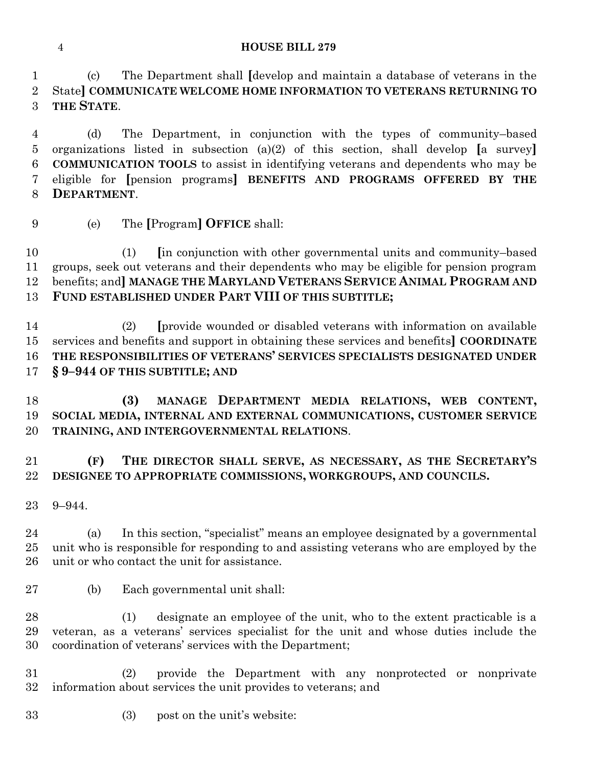(c) The Department shall [develop and maintain a database of veterans in the State] **COMMUNICATE WELCOME HOME INFORMATION TO VETERANS RETURNING TO THE STATE**.

(d) The Department, in conjunction with the types of community–based organizations listed in subsection (a)(2) of this section, shall develop [a survey] **COMMUNICATION TOOLS** to assist in identifying veterans and dependents who may be eligible for [pension programs] **BENEFITS AND PROGRAMS OFFERED BY THE DEPARTMENT**.

(e) The [Program] **OFFICE** shall:

(1) [in conjunction with other governmental units and community–based groups, seek out veterans and their dependents who may be eligible for pension program benefits; and] **MANAGE THE MARYLAND VETERANS SERVICE ANIMAL PROGRAM AND FUND ESTABLISHED UNDER PART VIII OF THIS SUBTITLE;**

(2) [provide wounded or disabled veterans with information on available services and benefits and support in obtaining these services and benefits] **COORDINATE THE RESPONSIBILITIES OF VETERANS' SERVICES SPECIALISTS DESIGNATED UNDER § 9–944 OF THIS SUBTITLE; AND**

**(3) MANAGE DEPARTMENT MEDIA RELATIONS, WEB CONTENT, SOCIAL MEDIA, INTERNAL AND EXTERNAL COMMUNICATIONS, CUSTOMER SERVICE TRAINING, AND INTERGOVERNMENTAL RELATIONS**.

**(F) THE DIRECTOR SHALL SERVE, AS NECESSARY, AS THE SECRETARY'S DESIGNEE TO APPROPRIATE COMMISSIONS, WORKGROUPS, AND COUNCILS.**

9–944.

(a) In this section, "specialist" means an employee designated by a governmental unit who is responsible for responding to and assisting veterans who are employed by the unit or who contact the unit for assistance.

(b) Each governmental unit shall:

(1) designate an employee of the unit, who to the extent practicable is a veteran, as a veterans' services specialist for the unit and whose duties include the coordination of veterans' services with the Department;

(2) provide the Department with any nonprotected or nonprivate information about services the unit provides to veterans; and

(3) post on the unit's website: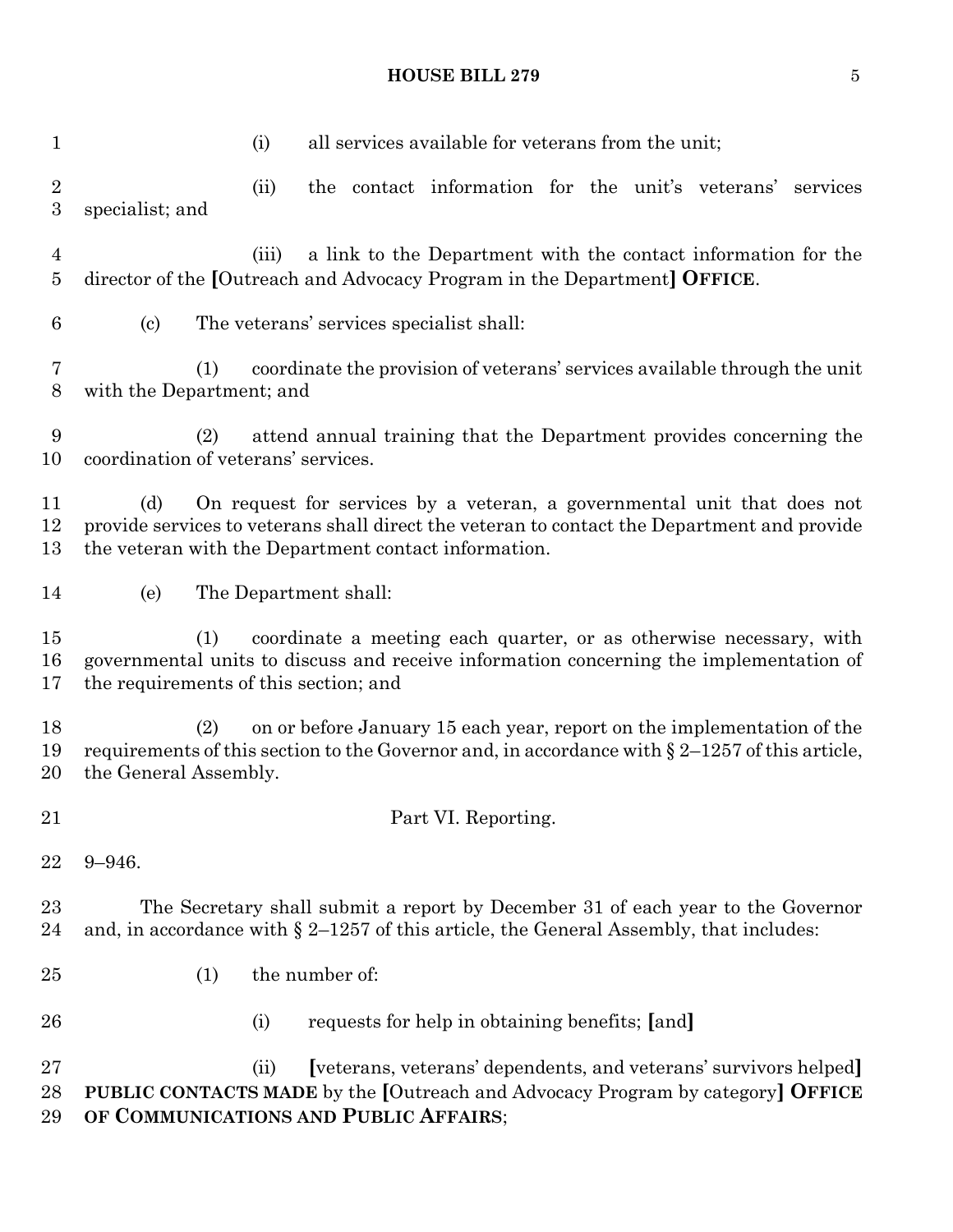(i) all services available for veterans from the unit;

(ii) the contact information for the unit's veterans' services specialist; and

(iii) a link to the Department with the contact information for the director of the [Outreach and Advocacy Program in the Department] **OFFICE**.

(c) The veterans' services specialist shall:

(1) coordinate the provision of veterans' services available through the unit with the Department; and

(2) attend annual training that the Department provides concerning the coordination of veterans' services.

(d) On request for services by a veteran, a governmental unit that does not provide services to veterans shall direct the veteran to contact the Department and provide the veteran with the Department contact information.

(e) The Department shall:

(1) coordinate a meeting each quarter, or as otherwise necessary, with governmental units to discuss and receive information concerning the implementation of the requirements of this section; and

(2) on or before January 15 each year, report on the implementation of the requirements of this section to the Governor and, in accordance with § 2–1257 of this article, the General Assembly.

Part VI. Reporting.

9–946.

The Secretary shall submit a report by December 31 of each year to the Governor and, in accordance with § 2–1257 of this article, the General Assembly, that includes:

(1) the number of:

(i) requests for help in obtaining benefits; [and]

(ii) [veterans, veterans' dependents, and veterans' survivors helped] **PUBLIC CONTACTS MADE** by the [Outreach and Advocacy Program by category] **OFFICE OF COMMUNICATIONS AND PUBLIC AFFAIRS**;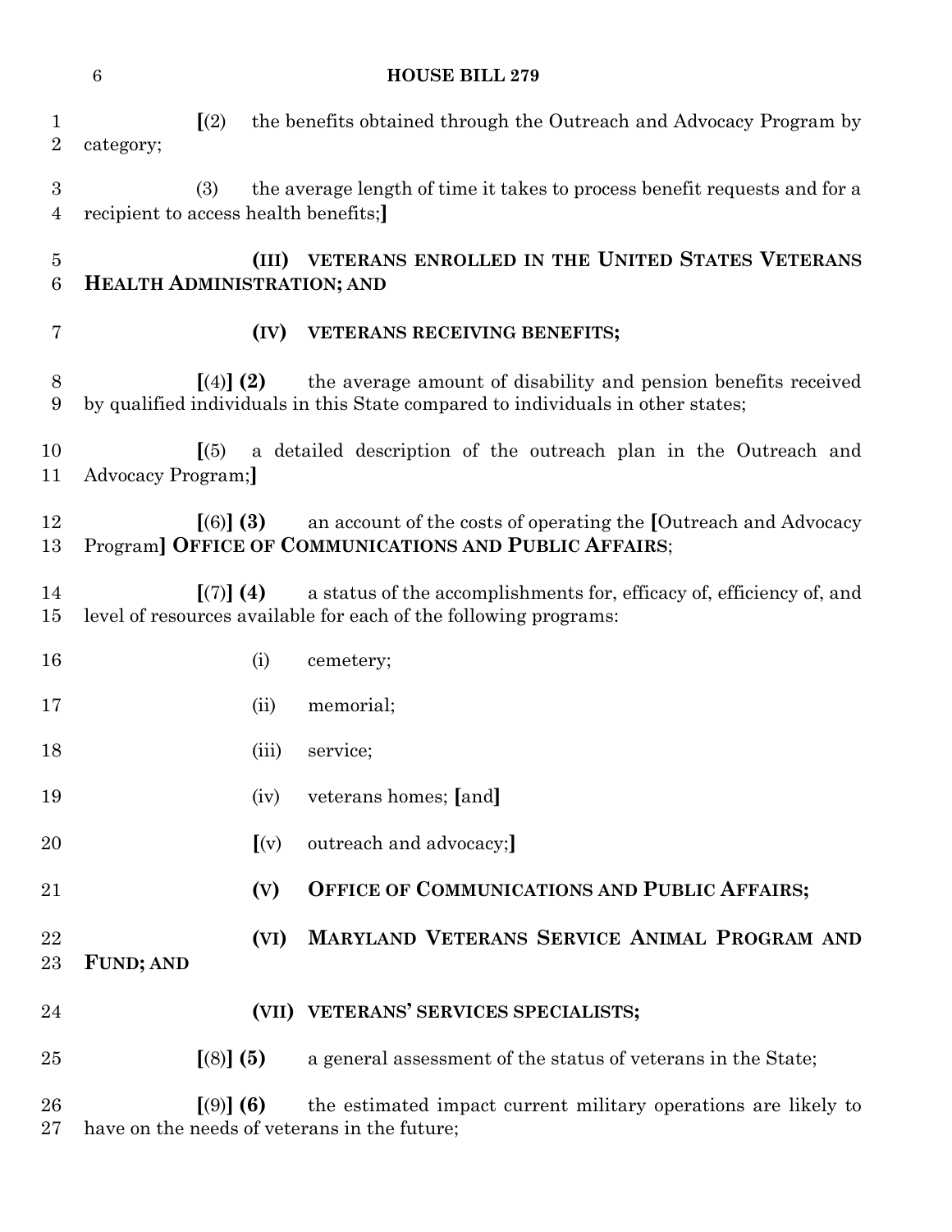[(2) the benefits obtained through the Outreach and Advocacy Program by category;

(3) the average length of time it takes to process benefit requests and for a recipient to access health benefits;]

**(III) VETERANS ENROLLED IN THE UNITED STATES VETERANS HEALTH ADMINISTRATION; AND**

**(IV) VETERANS RECEIVING BENEFITS;**

[(4)] **(2)** the average amount of disability and pension benefits received by qualified individuals in this State compared to individuals in other states;

[(5) a detailed description of the outreach plan in the Outreach and Advocacy Program;]

[(6)] **(3)** an account of the costs of operating the [Outreach and Advocacy Program] **OFFICE OF COMMUNICATIONS AND PUBLIC AFFAIRS**;

[(7)] **(4)** a status of the accomplishments for, efficacy of, efficiency of, and level of resources available for each of the following programs:

(i) cemetery;

(ii) memorial;

(iii) service;

(iv) veterans homes; [and]

[(v) outreach and advocacy;]

**(V) OFFICE OF COMMUNICATIONS AND PUBLIC AFFAIRS;**

**(VI) MARYLAND VETERANS SERVICE ANIMAL PROGRAM AND FUND; AND**

**(VII) VETERANS' SERVICES SPECIALISTS;**

[(8)] **(5)** a general assessment of the status of veterans in the State;

[(9)] **(6)** the estimated impact current military operations are likely to have on the needs of veterans in the future;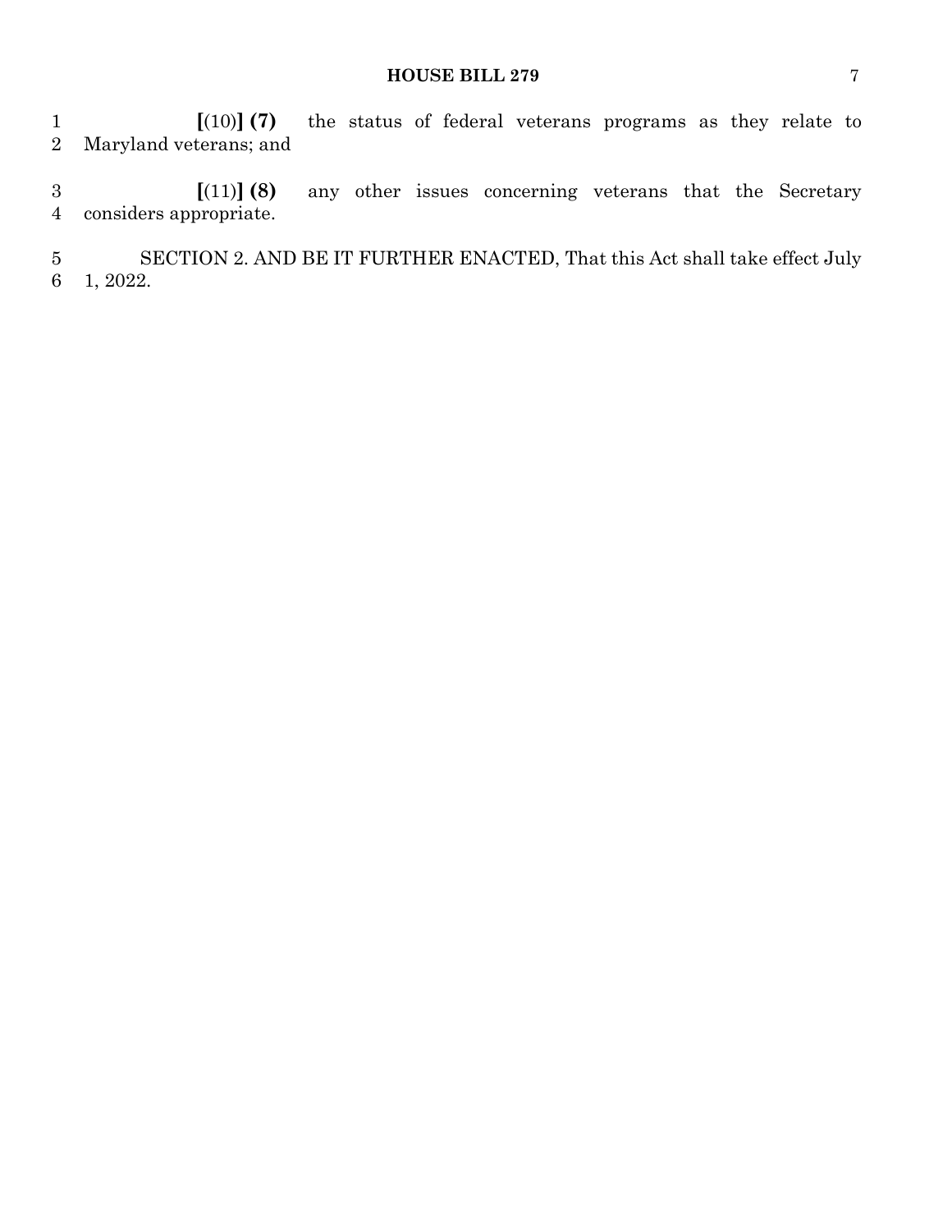**[**(10)**] (7)** the status of federal veterans programs as they relate to Maryland veterans; and

**[**(11)**] (8)** any other issues concerning veterans that the Secretary considers appropriate.

SECTION 2. AND BE IT FURTHER ENACTED, That this Act shall take effect July 1, 2022.